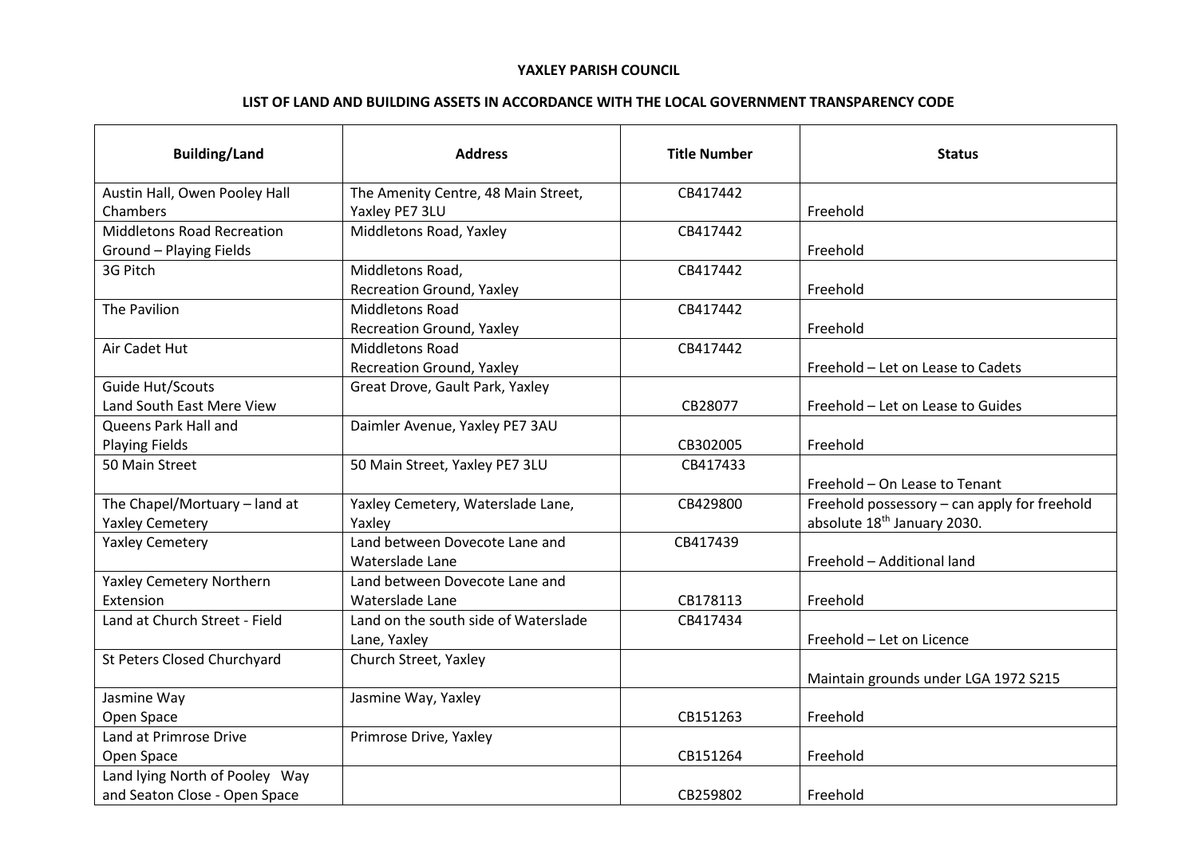**YAXLEY PARISH COUNCIL**

**LIST OF LAND AND BUILDING ASSETS IN ACCORDANCE WITH THE LOCAL GOVERNMENT TRANSPARENCY CODE**

| Building/Land | Address | Title Number | Status |
|---|---|---|---|
| Austin Hall, Owen Pooley Hall Chambers | The Amenity Centre, 48 Main Street, Yaxley PE7 3LU | CB417442 | Freehold |
| Middletons Road Recreation Ground – Playing Fields | Middletons Road, Yaxley | CB417442 | Freehold |
| 3G Pitch | Middletons Road, Recreation Ground, Yaxley | CB417442 | Freehold |
| The Pavilion | Middletons Road Recreation Ground, Yaxley | CB417442 | Freehold |
| Air Cadet Hut | Middletons Road Recreation Ground, Yaxley | CB417442 | Freehold – Let on Lease to Cadets |
| Guide Hut/Scouts Land South East Mere View | Great Drove, Gault Park, Yaxley | CB28077 | Freehold – Let on Lease to Guides |
| Queens Park Hall and Playing Fields | Daimler Avenue, Yaxley PE7 3AU | CB302005 | Freehold |
| 50 Main Street | 50 Main Street, Yaxley PE7 3LU | CB417433 | Freehold – On Lease to Tenant |
| The Chapel/Mortuary – land at Yaxley Cemetery | Yaxley Cemetery, Waterslade Lane, Yaxley | CB429800 | Freehold possessory – can apply for freehold absolute 18th January 2030. |
| Yaxley Cemetery | Land between Dovecote Lane and Waterslade Lane | CB417439 | Freehold – Additional land |
| Yaxley Cemetery Northern Extension | Land between Dovecote Lane and Waterslade Lane | CB178113 | Freehold |
| Land at Church Street - Field | Land on the south side of Waterslade Lane, Yaxley | CB417434 | Freehold – Let on Licence |
| St Peters Closed Churchyard | Church Street, Yaxley | | Maintain grounds under LGA 1972 S215 |
| Jasmine Way Open Space | Jasmine Way, Yaxley | CB151263 | Freehold |
| Land at Primrose Drive Open Space | Primrose Drive, Yaxley | CB151264 | Freehold |
| Land lying North of Pooley Way and Seaton Close - Open Space | | CB259802 | Freehold |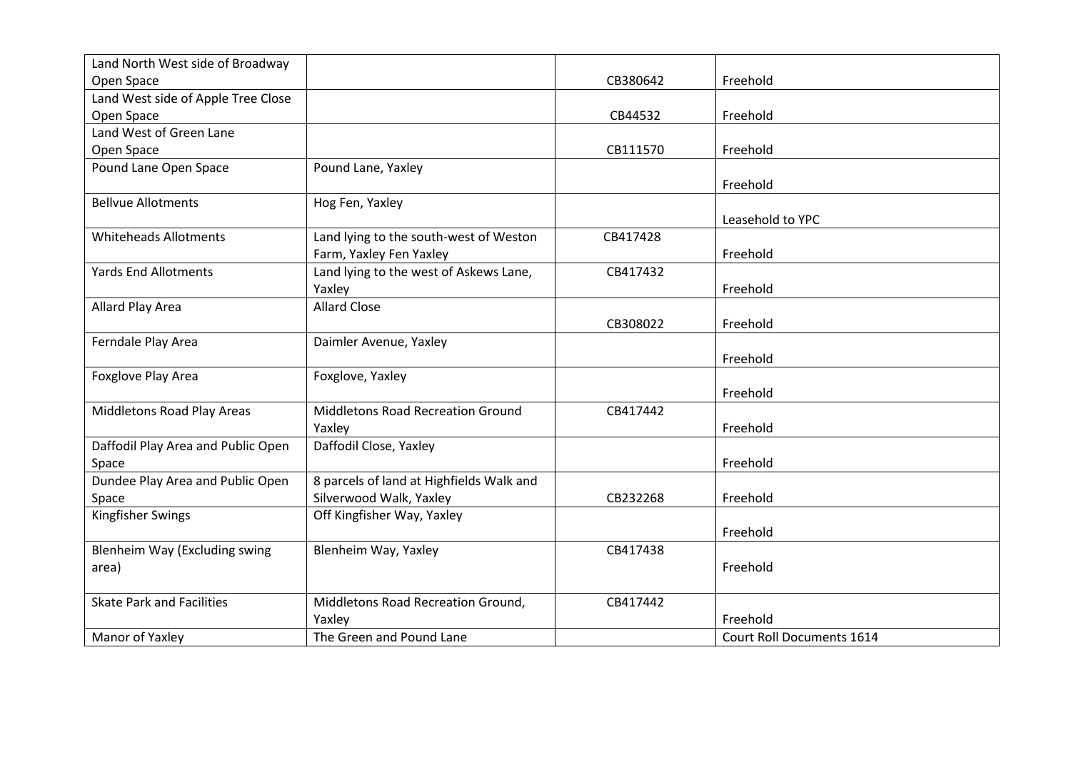| | | | |
|---|---|---|---|
| Land North West side of Broadway Open Space | | CB380642 | Freehold |
| Land West side of Apple Tree Close Open Space | | CB44532 | Freehold |
| Land West of Green Lane Open Space | | CB111570 | Freehold |
| Pound Lane Open Space | Pound Lane, Yaxley | | Freehold |
| Bellvue Allotments | Hog Fen, Yaxley | | Leasehold to YPC |
| Whiteheads Allotments | Land lying to the south-west of Weston Farm, Yaxley Fen Yaxley | CB417428 | Freehold |
| Yards End Allotments | Land lying to the west of Askews Lane, Yaxley | CB417432 | Freehold |
| Allard Play Area | Allard Close | CB308022 | Freehold |
| Ferndale Play Area | Daimler Avenue, Yaxley | | Freehold |
| Foxglove Play Area | Foxglove, Yaxley | | Freehold |
| Middletons Road Play Areas | Middletons Road Recreation Ground Yaxley | CB417442 | Freehold |
| Daffodil Play Area and Public Open Space | Daffodil Close, Yaxley | | Freehold |
| Dundee Play Area and Public Open Space | 8 parcels of land at Highfields Walk and Silverwood Walk, Yaxley | CB232268 | Freehold |
| Kingfisher Swings | Off Kingfisher Way, Yaxley | | Freehold |
| Blenheim Way (Excluding swing area) | Blenheim Way, Yaxley | CB417438 | Freehold |
| Skate Park and Facilities | Middletons Road Recreation Ground, Yaxley | CB417442 | Freehold |
| Manor of Yaxley | The Green and Pound Lane | | Court Roll Documents 1614 |